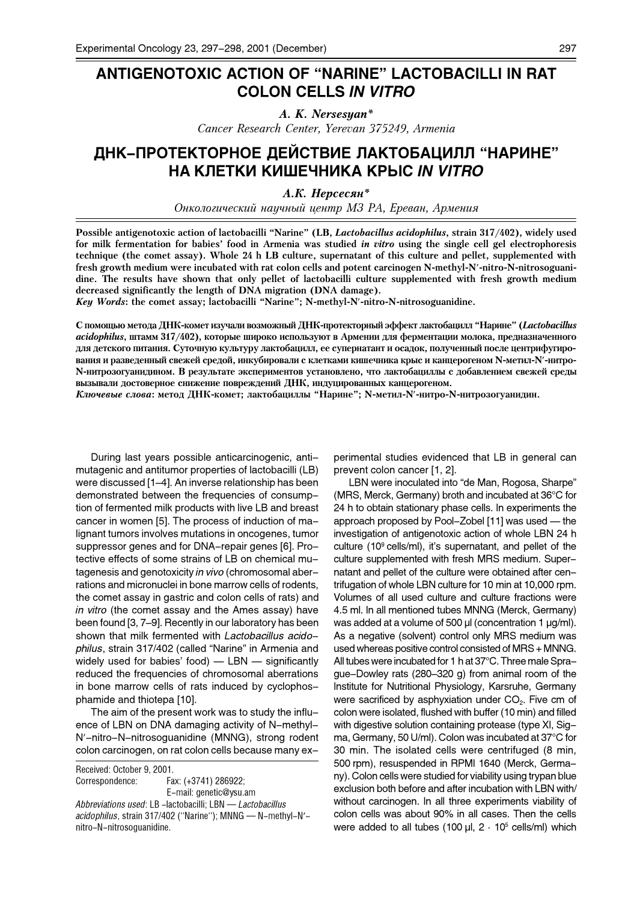# ANTIGENOTOXIC ACTION OF "NARINE" LACTOBACILLI IN RAT COLON CELLS *IN VITRO*

*A. K. Nersesyan**

*Cancer Research Center, Yerevan 375249, Armenia*

# ДНК-ПРОТЕКТОРНОЕ ДЕЙСТВИЕ ЛАКТОБАЦИЛЛ "НАРИНЕ" НА КЛЕТКИ КИШЕЧНИКА КРЫС *IN VITRO*

*А.К. Нерсесян**

*Онкологический научный центр МЗ РА, Ереван, Армения*

**Possible antigenotoxic action of lactobacilli "Narine" (LB, *Lactobacillus acidophilus*, strain 317/402), widely used for milk fermentation for babies' food in Armenia was studied *in vitro* using the single cell gel electrophoresis technique (the comet assay). Whole 24 h LB culture, supernatant of this culture and pellet, supplemented with fresh growth medium were incubated with rat colon cells and potent carcinogen N-methyl-N′-nitro-N-nitrosoguanidine. The results have shown that only pellet of lactobacilli culture supplemented with fresh growth medium decreased significantly the length of DNA migration (DNA damage).**

***Key Words*: the comet assay; lactobacilli "Narine"; N-methyl-N′-nitro-N-nitrosoguanidine.**

**С помощью метода ДНК-комет изучали возможный ДНК-протекторный эффект лактобацилл "Нарине" (*Lactobacillus acidophilus*, штамм 317/402), которые широко используют в Армении для ферментации молока, предназначенного для детского питания. Суточную культуру лактобацилл, ее супернатант и осадок, полученный после центрифугирования и разведенный свежей средой, инкубировали с клетками кишечника крыс и канцерогеном N-метил-N′-нитро-N-нитрозогуанидином. В результате экспериментов установлено, что лактобациллы с добавлением свежей среды вызывали достоверное снижение повреждений ДНК, индуцированных канцерогеном.**

***Ключевые слова*: метод ДНК-комет; лактобациллы "Нарине"; N-метил-N′-нитро-N-нитрозогуанидин.**

During last years possible anticarcinogenic, antimutagenic and antitumor properties of lactobacilli (LB) were discussed [1–4]. An inverse relationship has been demonstrated between the frequencies of consumption of fermented milk products with live LB and breast cancer in women [5]. The process of induction of malignant tumors involves mutations in oncogenes, tumor suppressor genes and for DNA-repair genes [6]. Protective effects of some strains of LB on chemical mutagenesis and genotoxicity *in vivo* (chromosomal aberrations and micronuclei in bone marrow cells of rodents, the comet assay in gastric and colon cells of rats) and *in vitro* (the comet assay and the Ames assay) have been found [3, 7–9]. Recently in our laboratory has been shown that milk fermented with *Lactobacillus acidophilus*, strain 317/402 (called "Narine" in Armenia and widely used for babies' food) — LBN — significantly reduced the frequencies of chromosomal aberrations in bone marrow cells of rats induced by cyclophosphamide and thiotepa [10].

The aim of the present work was to study the influence of LBN on DNA damaging activity of N-methyl-N′-nitro-N-nitrosoguanidine (MNNG), strong rodent colon carcinogen, on rat colon cells because many experimental studies evidenced that LB in general can prevent colon cancer [1, 2].

LBN were inoculated into "de Man, Rogosa, Sharpe" (MRS, Merck, Germany) broth and incubated at 36°C for 24 h to obtain stationary phase cells. In experiments the approach proposed by Pool-Zobel [11] was used — the investigation of antigenotoxic action of whole LBN 24 h culture ($10^9$ cells/ml), it's supernatant, and pellet of the culture supplemented with fresh MRS medium. Supernatant and pellet of the culture were obtained after centrifugation of whole LBN culture for 10 min at 10,000 rpm. Volumes of all used culture and culture fractions were 4.5 ml. In all mentioned tubes MNNG (Merck, Germany) was added at a volume of 500 µl (concentration 1 µg/ml). As a negative (solvent) control only MRS medium was used whereas positive control consisted of MRS + MNNG. All tubes were incubated for 1 h at 37°C. Three male Sprague-Dowley rats (280–320 g) from animal room of the Institute for Nutritional Physiology, Karsruhe, Germany were sacrificed by asphyxiation under $CO_2$. Five cm of colon were isolated, flushed with buffer (10 min) and filled with digestive solution containing protease (type XI, Sigma, Germany, 50 U/ml). Colon was incubated at 37°C for 30 min. The isolated cells were centrifuged (8 min, 500 rpm), resuspended in RPMI 1640 (Merck, Germany). Colon cells were studied for viability using trypan blue exclusion both before and after incubation with LBN with/without carcinogen. In all three experiments viability of colon cells was about 90% in all cases. Then the cells were added to all tubes (100 µl, $2 \cdot 10^5$ cells/ml) which

Received: October 9, 2001.

Correspondence: Fax: (+3741) 286922; E-mail: genetic@ysu.am

*Abbreviations used*: LB -lactobacilli; LBN — *Lactobacillus acidophilus*, strain 317/402 ("Narine"); MNNG — N-methyl-N′-nitro-N-nitrosoguanidine.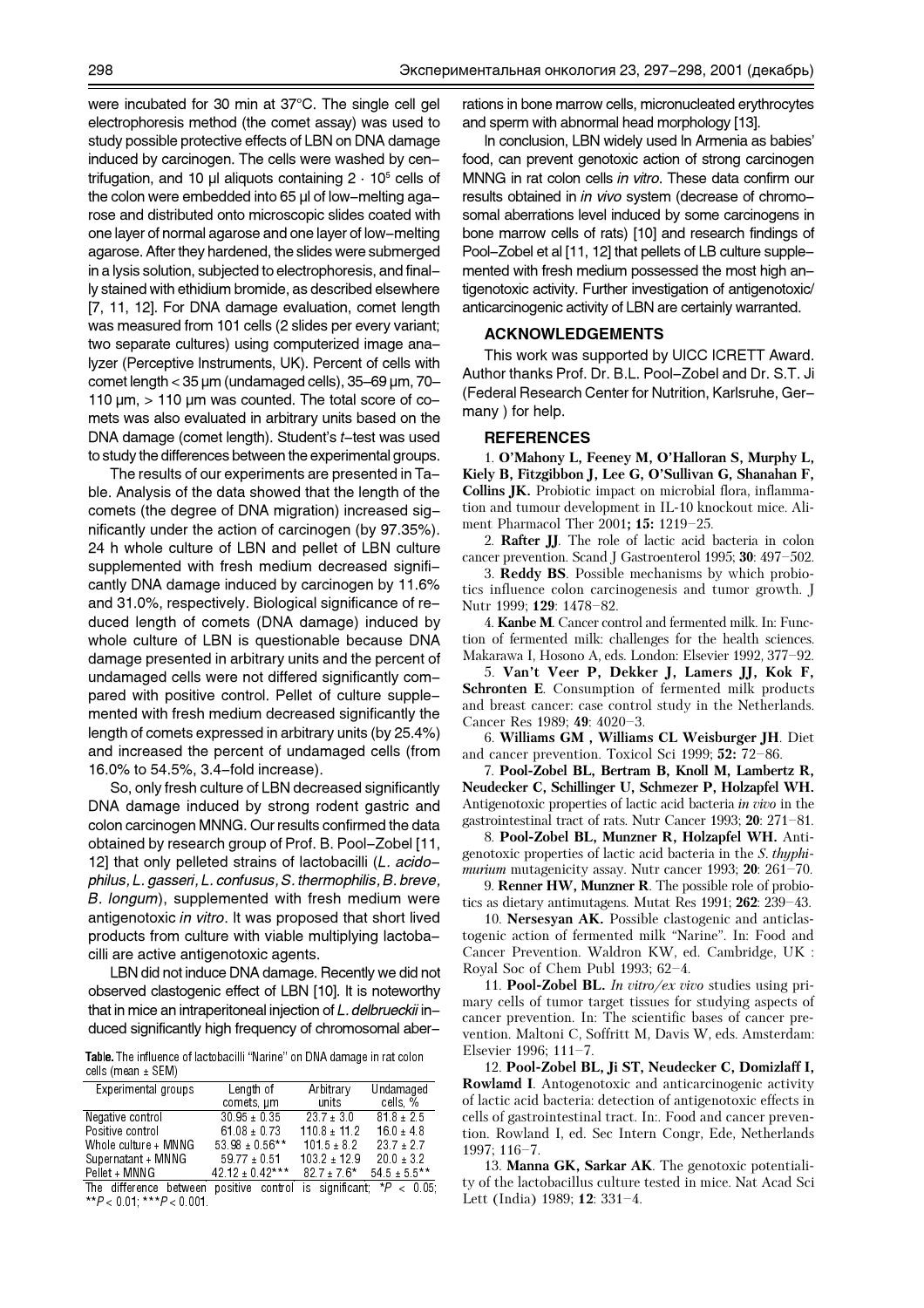were incubated for 30 min at 37°C. The single cell gel electrophoresis method (the comet assay) was used to study possible protective effects of LBN on DNA damage induced by carcinogen. The cells were washed by centrifugation, and 10 µl aliquots containing $2 \cdot 10^5$ cells of the colon were embedded into 65 µl of low–melting agarose and distributed onto microscopic slides coated with one layer of normal agarose and one layer of low–melting agarose. After they hardened, the slides were submerged in a lysis solution, subjected to electrophoresis, and finally stained with ethidium bromide, as described elsewhere [7, 11, 12]. For DNA damage evaluation, comet length was measured from 101 cells (2 slides per every variant; two separate cultures) using computerized image analyzer (Perceptive Instruments, UK). Percent of cells with comet length < 35 µm (undamaged cells), 35–69 µm, 70–110 µm, > 110 µm was counted. The total score of comets was also evaluated in arbitrary units based on the DNA damage (comet length). Student's *t*–test was used to study the differences between the experimental groups.

The results of our experiments are presented in Table. Analysis of the data showed that the length of the comets (the degree of DNA migration) increased significantly under the action of carcinogen (by 97.35%). 24 h whole culture of LBN and pellet of LBN culture supplemented with fresh medium decreased significantly DNA damage induced by carcinogen by 11.6% and 31.0%, respectively. Biological significance of reduced length of comets (DNA damage) induced by whole culture of LBN is questionable because DNA damage presented in arbitrary units and the percent of undamaged cells were not differed significantly compared with positive control. Pellet of culture supplemented with fresh medium decreased significantly the length of comets expressed in arbitrary units (by 25.4%) and increased the percent of undamaged cells (from 16.0% to 54.5%, 3.4–fold increase).

So, only fresh culture of LBN decreased significantly DNA damage induced by strong rodent gastric and colon carcinogen MNNG. Our results confirmed the data obtained by research group of Prof. B. Pool–Zobel [11, 12] that only pelleted strains of lactobacilli (*L. acidophilus, L. gasseri, L. confusus, S. thermophilis, B. breve, B. longum*), supplemented with fresh medium were antigenotoxic *in vitro*. It was proposed that short lived products from culture with viable multiplying lactobacilli are active antigenotoxic agents.

LBN did not induce DNA damage. Recently we did not observed clastogenic effect of LBN [10]. It is noteworthy that in mice an intraperitoneal injection of *L. delbrueckii* induced significantly high frequency of chromosomal aberrations in bone marrow cells, micronucleated erythrocytes and sperm with abnormal head morphology [13].

**Table.** The influence of lactobacilli "Narine" on DNA damage in rat colon cells (mean ± SEM)

| Experimental groups | Length of comets, µm | Arbitrary units | Undamaged cells, % |
|---|---|---|---|
| Negative control | 30.95 ± 0.35 | 23.7 ± 3.0 | 81.8 ± 2.5 |
| Positive control | 61.08 ± 0.73 | 110.8 ± 11.2 | 16.0 ± 4.8 |
| Whole culture + MNNG | 53.98 ± 0.56** | 101.5 ± 8.2 | 23.7 ± 2.7 |
| Supernatant + MNNG | 59.77 ± 0.51 | 103.2 ± 12.9 | 20.0 ± 3.2 |
| Pellet + MNNG | 42.12 ± 0.42*** | 82.7 ± 7.6* | 54.5 ± 5.5** |

The difference between positive control is significant; *$P < 0.05$; **$P < 0.01$; ***$P < 0.001$.

In conclusion, LBN widely used In Armenia as babies' food, can prevent genotoxic action of strong carcinogen MNNG in rat colon cells *in vitro*. These data confirm our results obtained in *in vivo* system (decrease of chromosomal aberrations level induced by some carcinogens in bone marrow cells of rats) [10] and research findings of Pool–Zobel et al [11, 12] that pellets of LB culture supplemented with fresh medium possessed the most high antigenotoxic activity. Further investigation of antigenotoxic/anticarcinogenic activity of LBN are certainly warranted.

## ACKNOWLEDGEMENTS

This work was supported by UICC ICRETT Award. Author thanks Prof. Dr. B.L. Pool–Zobel and Dr. S.T. Ji (Federal Research Center for Nutrition, Karlsruhe, Germany ) for help.

## REFERENCES

1. **O'Mahony L, Feeney M, O'Halloran S, Murphy L, Kiely B, Fitzgibbon J, Lee G, O'Sullivan G, Shanahan F, Collins JK.** Probiotic impact on microbial flora, inflammation and tumour development in IL-10 knockout mice. Aliment Pharmacol Ther 2001**; 15:** 1219–25.
2. **Rafter JJ**. The role of lactic acid bacteria in colon cancer prevention. Scand J Gastroenterol 1995; **30**: 497–502.
3. **Reddy BS**. Possible mechanisms by which probiotics influence colon carcinogenesis and tumor growth. J Nutr 1999; **129**: 1478–82.
4. **Kanbe M**. Cancer control and fermented milk. In: Function of fermented milk: challenges for the health sciences. Makarawa I, Hosono A, eds. London: Elsevier 1992, 377–92.
5. **Van't Veer P, Dekker J, Lamers JJ, Kok F, Schronten E**. Consumption of fermented milk products and breast cancer: case control study in the Netherlands. Cancer Res 1989; **49**: 4020–3.
6. **Williams GM , Williams CL Weisburger JH**. Diet and cancer prevention. Toxicol Sci 1999; **52:** 72–86.
7. **Pool-Zobel BL, Bertram B, Knoll M, Lambertz R, Neudecker C, Schillinger U, Schmezer P, Holzapfel WH.** Antigenotoxic properties of lactic acid bacteria *in vivo* in the gastrointestinal tract of rats. Nutr Cancer 1993; **20**: 271–81.
8. **Pool-Zobel BL, Munzner R, Holzapfel WH.** Antigenotoxic properties of lactic acid bacteria in the *S. thyphimurium* mutagenicity assay. Nutr cancer 1993; **20**: 261–70.
9. **Renner HW, Munzner R**. The possible role of probiotics as dietary antimutagens. Mutat Res 1991; **262**: 239–43.
10. **Nersesyan AK.** Possible clastogenic and anticlastogenic action of fermented milk "Narine". In: Food and Cancer Prevention. Waldron KW, ed. Cambridge, UK : Royal Soc of Chem Publ 1993; 62–4.
11. **Pool-Zobel BL.** *In vitro/ex vivo* studies using primary cells of tumor target tissues for studying aspects of cancer prevention. In: The scientific bases of cancer prevention. Maltoni C, Soffritt M, Davis W, eds. Amsterdam: Elsevier 1996; 111–7.
12. **Pool-Zobel BL, Ji ST, Neudecker C, Domizlaff I, Rowlamd I**. Antogenotoxic and anticarcinogenic activity of lactic acid bacteria: detection of antigenotoxic effects in cells of gastrointestinal tract. In:. Food and cancer prevention. Rowland I, ed. Sec Intern Congr, Ede, Netherlands 1997; 116–7.
13. **Manna GK, Sarkar AK**. The genotoxic potentiality of the lactobacillus culture tested in mice. Nat Acad Sci Lett (India) 1989; **12**: 331–4.